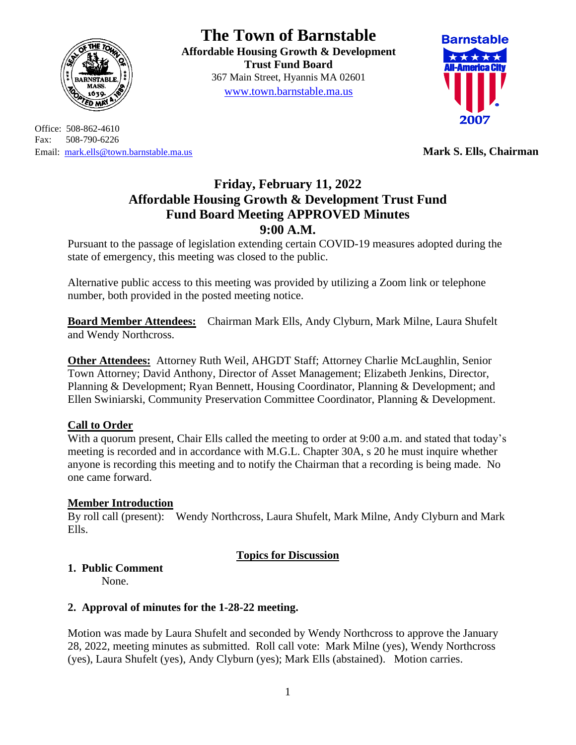# The Town of Barnstable

**Affordable Housing Growth & Development Trust Fund Board**
367 Main Street, Hyannis MA 02601
www.town.barnstable.ma.us

Barnstable All-America City 2007

Office: 508-862-4610
Fax: 508-790-6226
Email: mark.ells@town.barnstable.ma.us

**Mark S. Ells, Chairman**

## Friday, February 11, 2022
## Affordable Housing Growth & Development Trust Fund
## Fund Board Meeting APPROVED Minutes
## 9:00 A.M.

Pursuant to the passage of legislation extending certain COVID-19 measures adopted during the state of emergency, this meeting was closed to the public.

Alternative public access to this meeting was provided by utilizing a Zoom link or telephone number, both provided in the posted meeting notice.

**Board Member Attendees:** Chairman Mark Ells, Andy Clyburn, Mark Milne, Laura Shufelt and Wendy Northcross.

**Other Attendees:** Attorney Ruth Weil, AHGDT Staff; Attorney Charlie McLaughlin, Senior Town Attorney; David Anthony, Director of Asset Management; Elizabeth Jenkins, Director, Planning & Development; Ryan Bennett, Housing Coordinator, Planning & Development; and Ellen Swiniarski, Community Preservation Committee Coordinator, Planning & Development.

**Call to Order**

With a quorum present, Chair Ells called the meeting to order at 9:00 a.m. and stated that today's meeting is recorded and in accordance with M.G.L. Chapter 30A, s 20 he must inquire whether anyone is recording this meeting and to notify the Chairman that a recording is being made. No one came forward.

**Member Introduction**

By roll call (present): Wendy Northcross, Laura Shufelt, Mark Milne, Andy Clyburn and Mark Ells.

**Topics for Discussion**

**1. Public Comment**

None.

**2. Approval of minutes for the 1-28-22 meeting.**

Motion was made by Laura Shufelt and seconded by Wendy Northcross to approve the January 28, 2022, meeting minutes as submitted. Roll call vote: Mark Milne (yes), Wendy Northcross (yes), Laura Shufelt (yes), Andy Clyburn (yes); Mark Ells (abstained). Motion carries.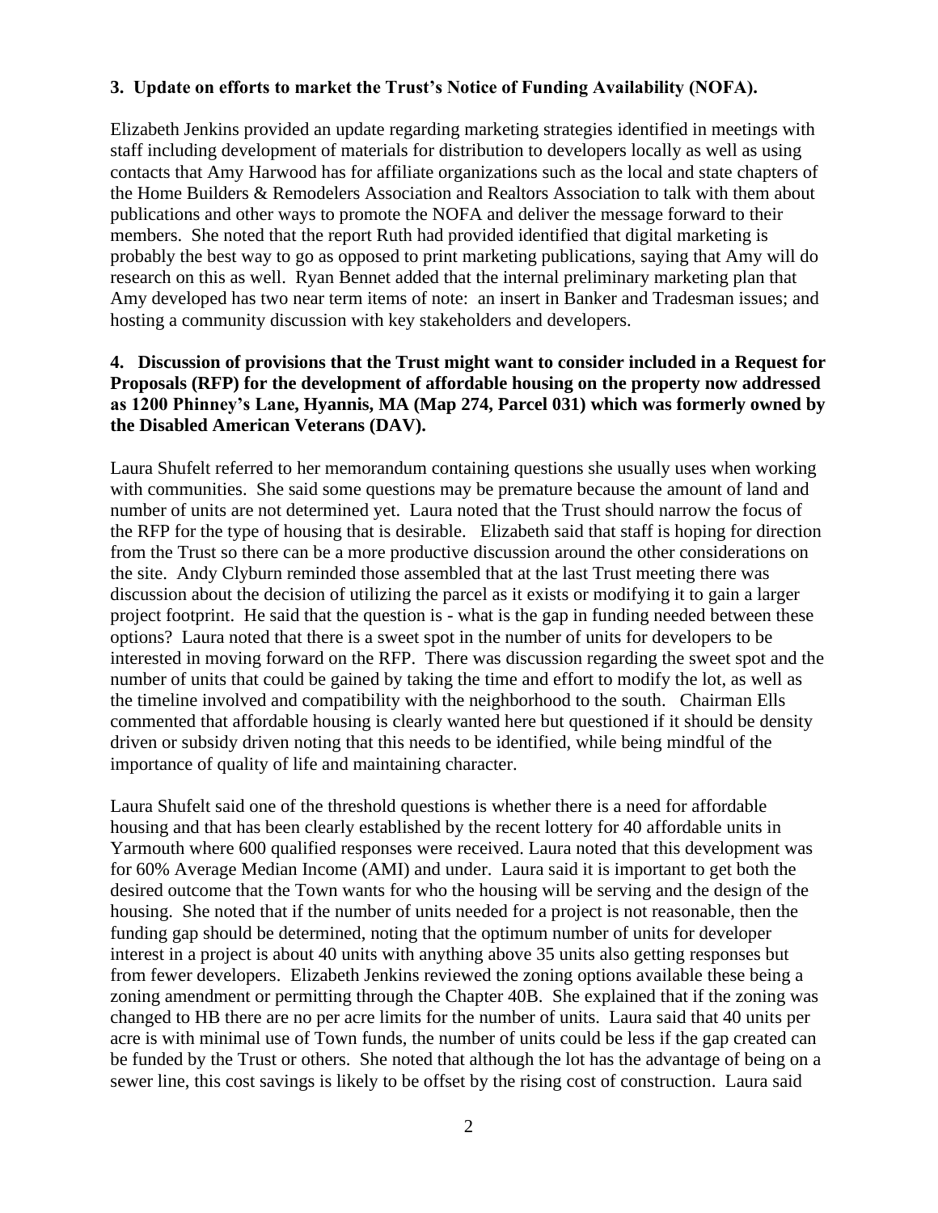**3. Update on efforts to market the Trust's Notice of Funding Availability (NOFA).**

Elizabeth Jenkins provided an update regarding marketing strategies identified in meetings with staff including development of materials for distribution to developers locally as well as using contacts that Amy Harwood has for affiliate organizations such as the local and state chapters of the Home Builders & Remodelers Association and Realtors Association to talk with them about publications and other ways to promote the NOFA and deliver the message forward to their members. She noted that the report Ruth had provided identified that digital marketing is probably the best way to go as opposed to print marketing publications, saying that Amy will do research on this as well. Ryan Bennet added that the internal preliminary marketing plan that Amy developed has two near term items of note: an insert in Banker and Tradesman issues; and hosting a community discussion with key stakeholders and developers.

**4. Discussion of provisions that the Trust might want to consider included in a Request for Proposals (RFP) for the development of affordable housing on the property now addressed as 1200 Phinney's Lane, Hyannis, MA (Map 274, Parcel 031) which was formerly owned by the Disabled American Veterans (DAV).**

Laura Shufelt referred to her memorandum containing questions she usually uses when working with communities. She said some questions may be premature because the amount of land and number of units are not determined yet. Laura noted that the Trust should narrow the focus of the RFP for the type of housing that is desirable. Elizabeth said that staff is hoping for direction from the Trust so there can be a more productive discussion around the other considerations on the site. Andy Clyburn reminded those assembled that at the last Trust meeting there was discussion about the decision of utilizing the parcel as it exists or modifying it to gain a larger project footprint. He said that the question is - what is the gap in funding needed between these options? Laura noted that there is a sweet spot in the number of units for developers to be interested in moving forward on the RFP. There was discussion regarding the sweet spot and the number of units that could be gained by taking the time and effort to modify the lot, as well as the timeline involved and compatibility with the neighborhood to the south. Chairman Ells commented that affordable housing is clearly wanted here but questioned if it should be density driven or subsidy driven noting that this needs to be identified, while being mindful of the importance of quality of life and maintaining character.

Laura Shufelt said one of the threshold questions is whether there is a need for affordable housing and that has been clearly established by the recent lottery for 40 affordable units in Yarmouth where 600 qualified responses were received. Laura noted that this development was for 60% Average Median Income (AMI) and under. Laura said it is important to get both the desired outcome that the Town wants for who the housing will be serving and the design of the housing. She noted that if the number of units needed for a project is not reasonable, then the funding gap should be determined, noting that the optimum number of units for developer interest in a project is about 40 units with anything above 35 units also getting responses but from fewer developers. Elizabeth Jenkins reviewed the zoning options available these being a zoning amendment or permitting through the Chapter 40B. She explained that if the zoning was changed to HB there are no per acre limits for the number of units. Laura said that 40 units per acre is with minimal use of Town funds, the number of units could be less if the gap created can be funded by the Trust or others. She noted that although the lot has the advantage of being on a sewer line, this cost savings is likely to be offset by the rising cost of construction. Laura said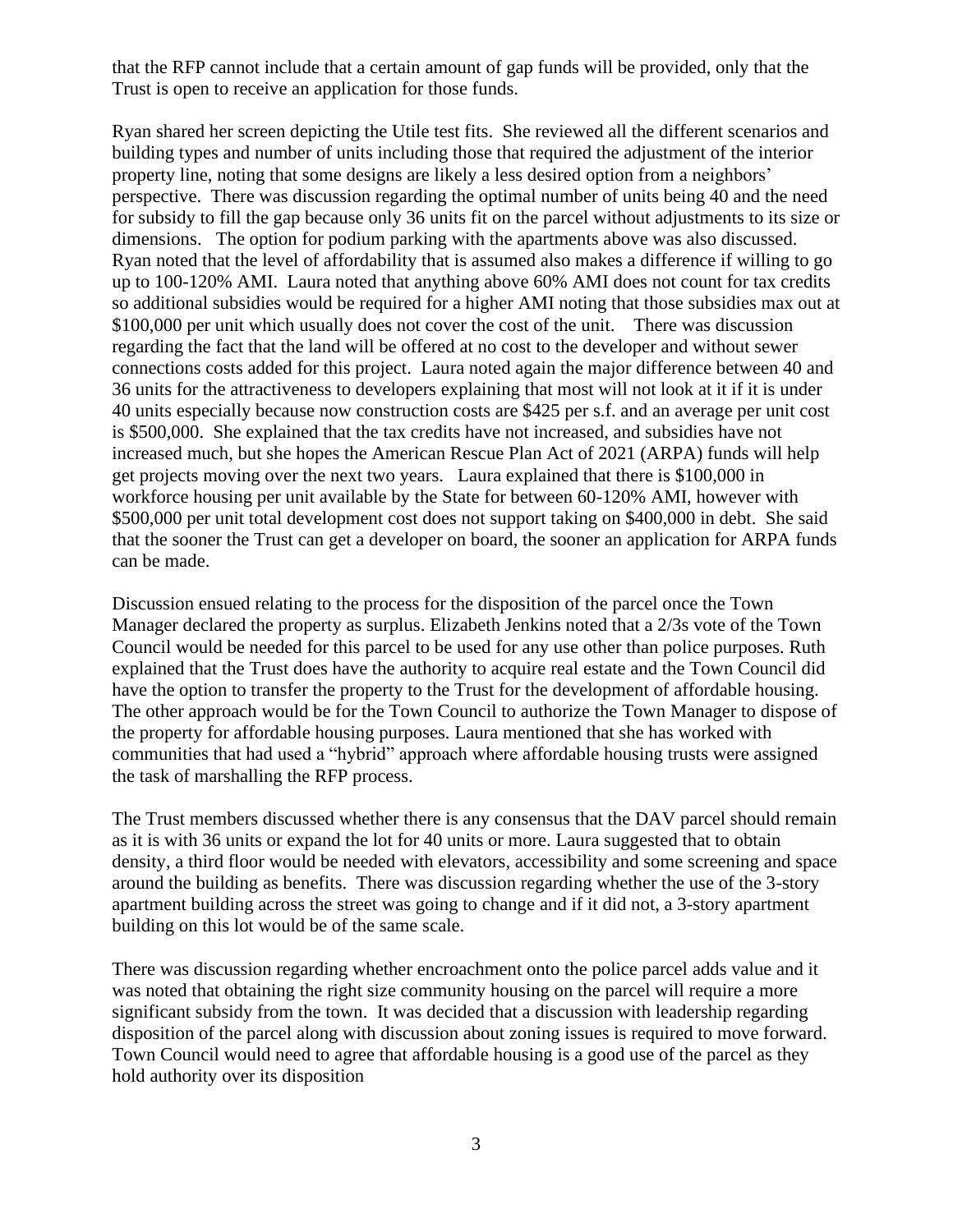that the RFP cannot include that a certain amount of gap funds will be provided, only that the Trust is open to receive an application for those funds.

Ryan shared her screen depicting the Utile test fits. She reviewed all the different scenarios and building types and number of units including those that required the adjustment of the interior property line, noting that some designs are likely a less desired option from a neighbors' perspective. There was discussion regarding the optimal number of units being 40 and the need for subsidy to fill the gap because only 36 units fit on the parcel without adjustments to its size or dimensions. The option for podium parking with the apartments above was also discussed. Ryan noted that the level of affordability that is assumed also makes a difference if willing to go up to 100-120% AMI. Laura noted that anything above 60% AMI does not count for tax credits so additional subsidies would be required for a higher AMI noting that those subsidies max out at $100,000 per unit which usually does not cover the cost of the unit. There was discussion regarding the fact that the land will be offered at no cost to the developer and without sewer connections costs added for this project. Laura noted again the major difference between 40 and 36 units for the attractiveness to developers explaining that most will not look at it if it is under 40 units especially because now construction costs are $425 per s.f. and an average per unit cost is $500,000. She explained that the tax credits have not increased, and subsidies have not increased much, but she hopes the American Rescue Plan Act of 2021 (ARPA) funds will help get projects moving over the next two years. Laura explained that there is $100,000 in workforce housing per unit available by the State for between 60-120% AMI, however with $500,000 per unit total development cost does not support taking on $400,000 in debt. She said that the sooner the Trust can get a developer on board, the sooner an application for ARPA funds can be made.

Discussion ensued relating to the process for the disposition of the parcel once the Town Manager declared the property as surplus. Elizabeth Jenkins noted that a 2/3s vote of the Town Council would be needed for this parcel to be used for any use other than police purposes. Ruth explained that the Trust does have the authority to acquire real estate and the Town Council did have the option to transfer the property to the Trust for the development of affordable housing. The other approach would be for the Town Council to authorize the Town Manager to dispose of the property for affordable housing purposes. Laura mentioned that she has worked with communities that had used a "hybrid" approach where affordable housing trusts were assigned the task of marshalling the RFP process.

The Trust members discussed whether there is any consensus that the DAV parcel should remain as it is with 36 units or expand the lot for 40 units or more. Laura suggested that to obtain density, a third floor would be needed with elevators, accessibility and some screening and space around the building as benefits. There was discussion regarding whether the use of the 3-story apartment building across the street was going to change and if it did not, a 3-story apartment building on this lot would be of the same scale.

There was discussion regarding whether encroachment onto the police parcel adds value and it was noted that obtaining the right size community housing on the parcel will require a more significant subsidy from the town. It was decided that a discussion with leadership regarding disposition of the parcel along with discussion about zoning issues is required to move forward. Town Council would need to agree that affordable housing is a good use of the parcel as they hold authority over its disposition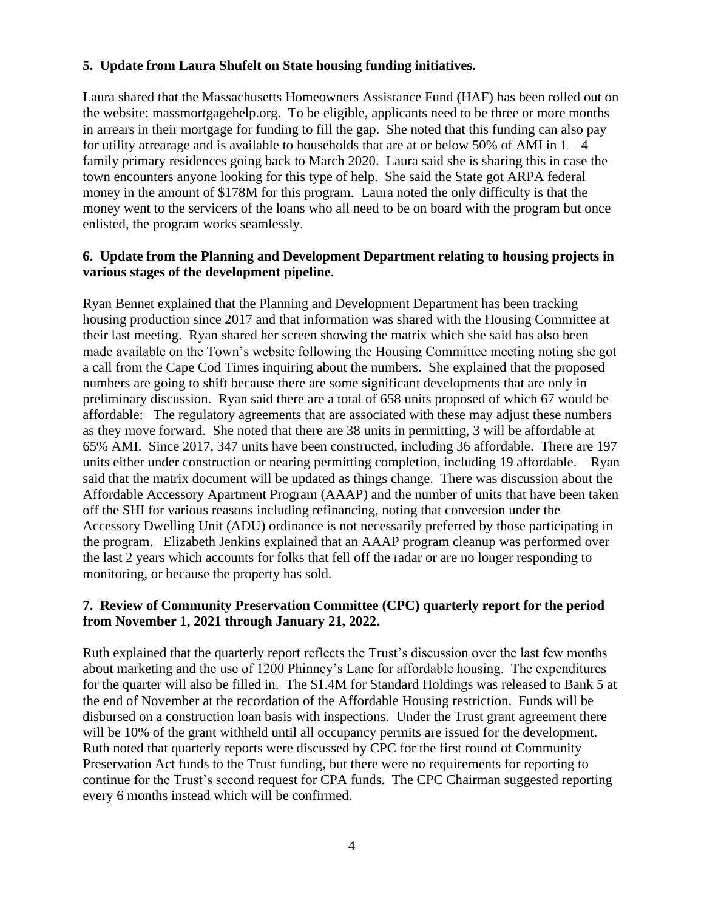**5. Update from Laura Shufelt on State housing funding initiatives.**

Laura shared that the Massachusetts Homeowners Assistance Fund (HAF) has been rolled out on the website: massmortgagehelp.org. To be eligible, applicants need to be three or more months in arrears in their mortgage for funding to fill the gap. She noted that this funding can also pay for utility arrearage and is available to households that are at or below 50% of AMI in 1 – 4 family primary residences going back to March 2020. Laura said she is sharing this in case the town encounters anyone looking for this type of help. She said the State got ARPA federal money in the amount of $178M for this program. Laura noted the only difficulty is that the money went to the servicers of the loans who all need to be on board with the program but once enlisted, the program works seamlessly.

**6. Update from the Planning and Development Department relating to housing projects in various stages of the development pipeline.**

Ryan Bennet explained that the Planning and Development Department has been tracking housing production since 2017 and that information was shared with the Housing Committee at their last meeting. Ryan shared her screen showing the matrix which she said has also been made available on the Town's website following the Housing Committee meeting noting she got a call from the Cape Cod Times inquiring about the numbers. She explained that the proposed numbers are going to shift because there are some significant developments that are only in preliminary discussion. Ryan said there are a total of 658 units proposed of which 67 would be affordable: The regulatory agreements that are associated with these may adjust these numbers as they move forward. She noted that there are 38 units in permitting, 3 will be affordable at 65% AMI. Since 2017, 347 units have been constructed, including 36 affordable. There are 197 units either under construction or nearing permitting completion, including 19 affordable. Ryan said that the matrix document will be updated as things change. There was discussion about the Affordable Accessory Apartment Program (AAAP) and the number of units that have been taken off the SHI for various reasons including refinancing, noting that conversion under the Accessory Dwelling Unit (ADU) ordinance is not necessarily preferred by those participating in the program. Elizabeth Jenkins explained that an AAAP program cleanup was performed over the last 2 years which accounts for folks that fell off the radar or are no longer responding to monitoring, or because the property has sold.

**7. Review of Community Preservation Committee (CPC) quarterly report for the period from November 1, 2021 through January 21, 2022.**

Ruth explained that the quarterly report reflects the Trust's discussion over the last few months about marketing and the use of 1200 Phinney's Lane for affordable housing. The expenditures for the quarter will also be filled in. The $1.4M for Standard Holdings was released to Bank 5 at the end of November at the recordation of the Affordable Housing restriction. Funds will be disbursed on a construction loan basis with inspections. Under the Trust grant agreement there will be 10% of the grant withheld until all occupancy permits are issued for the development. Ruth noted that quarterly reports were discussed by CPC for the first round of Community Preservation Act funds to the Trust funding, but there were no requirements for reporting to continue for the Trust's second request for CPA funds. The CPC Chairman suggested reporting every 6 months instead which will be confirmed.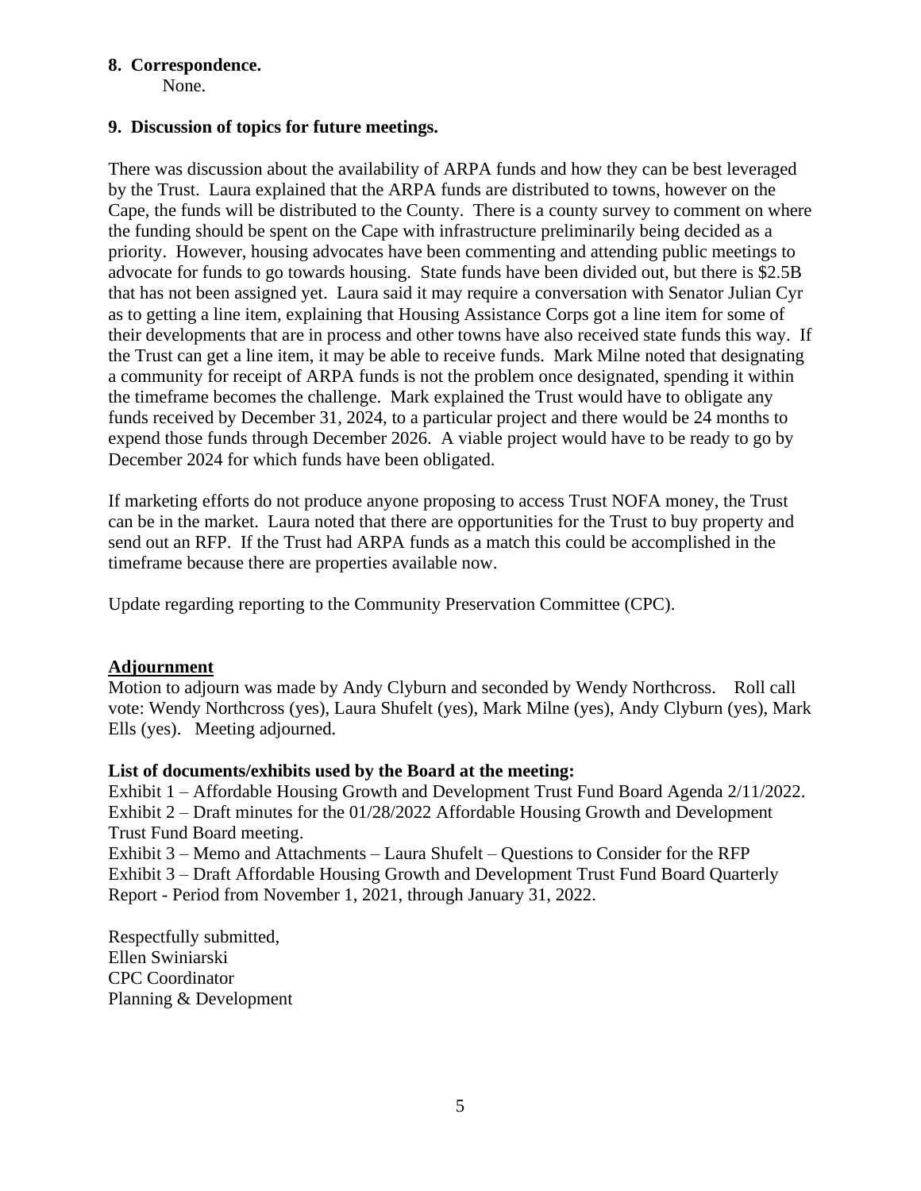**8. Correspondence.**

None.

**9. Discussion of topics for future meetings.**

There was discussion about the availability of ARPA funds and how they can be best leveraged by the Trust. Laura explained that the ARPA funds are distributed to towns, however on the Cape, the funds will be distributed to the County. There is a county survey to comment on where the funding should be spent on the Cape with infrastructure preliminarily being decided as a priority. However, housing advocates have been commenting and attending public meetings to advocate for funds to go towards housing. State funds have been divided out, but there is $2.5B that has not been assigned yet. Laura said it may require a conversation with Senator Julian Cyr as to getting a line item, explaining that Housing Assistance Corps got a line item for some of their developments that are in process and other towns have also received state funds this way. If the Trust can get a line item, it may be able to receive funds. Mark Milne noted that designating a community for receipt of ARPA funds is not the problem once designated, spending it within the timeframe becomes the challenge. Mark explained the Trust would have to obligate any funds received by December 31, 2024, to a particular project and there would be 24 months to expend those funds through December 2026. A viable project would have to be ready to go by December 2024 for which funds have been obligated.

If marketing efforts do not produce anyone proposing to access Trust NOFA money, the Trust can be in the market. Laura noted that there are opportunities for the Trust to buy property and send out an RFP. If the Trust had ARPA funds as a match this could be accomplished in the timeframe because there are properties available now.

Update regarding reporting to the Community Preservation Committee (CPC).

**Adjournment**

Motion to adjourn was made by Andy Clyburn and seconded by Wendy Northcross. Roll call vote: Wendy Northcross (yes), Laura Shufelt (yes), Mark Milne (yes), Andy Clyburn (yes), Mark Ells (yes). Meeting adjourned.

**List of documents/exhibits used by the Board at the meeting:**

Exhibit 1 – Affordable Housing Growth and Development Trust Fund Board Agenda 2/11/2022.
Exhibit 2 – Draft minutes for the 01/28/2022 Affordable Housing Growth and Development Trust Fund Board meeting.
Exhibit 3 – Memo and Attachments – Laura Shufelt – Questions to Consider for the RFP
Exhibit 3 – Draft Affordable Housing Growth and Development Trust Fund Board Quarterly Report - Period from November 1, 2021, through January 31, 2022.

Respectfully submitted,
Ellen Swiniarski
CPC Coordinator
Planning & Development